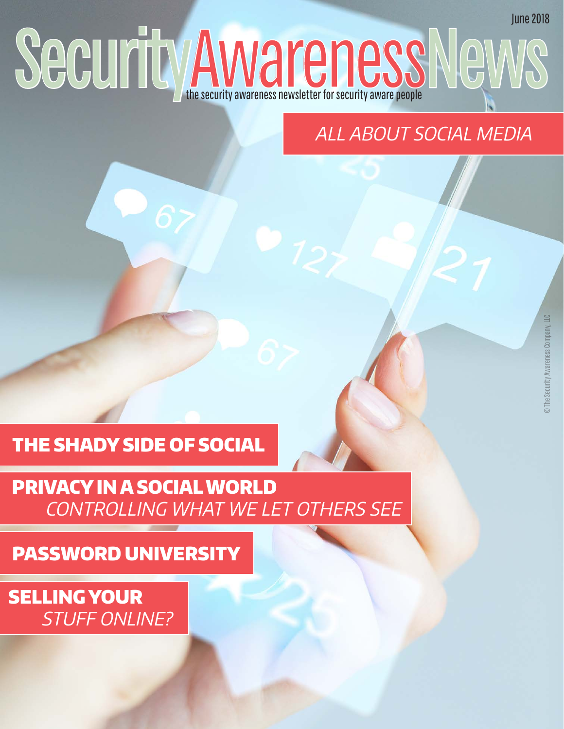June 2018

# SecurityAwarenessNews

the security awareness newsletter for security aware people

*ALL ABOUT SOCIAL MEDIA*

## THE SHADY SIDE OF SOCIAL

## PRIVACY IN A SOCIAL WORLD
*CONTROLLING WHAT WE LET OTHERS SEE*

## PASSWORD UNIVERSITY

## SELLING YOUR
*STUFF ONLINE?*

©The Security Awareness Company, LLC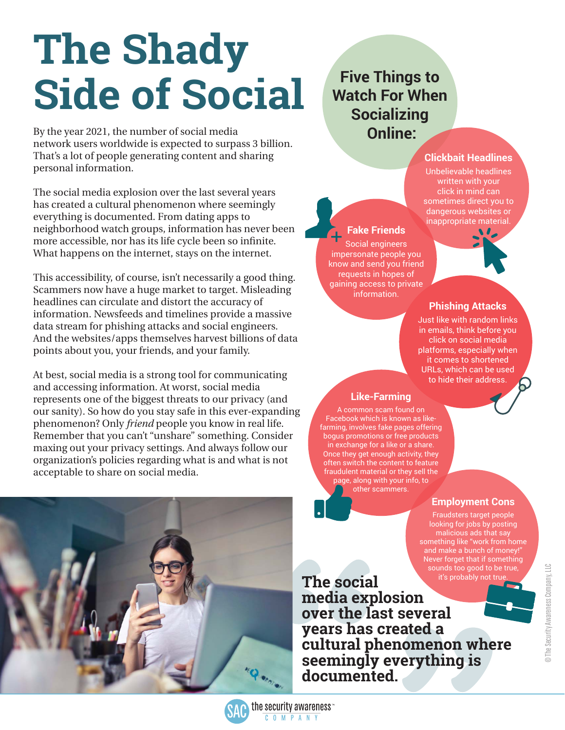# The Shady Side of Social

By the year 2021, the number of social media network users worldwide is expected to surpass 3 billion. That's a lot of people generating content and sharing personal information.

The social media explosion over the last several years has created a cultural phenomenon where seemingly everything is documented. From dating apps to neighborhood watch groups, information has never been more accessible, nor has its life cycle been so infinite. What happens on the internet, stays on the internet.

This accessibility, of course, isn't necessarily a good thing. Scammers now have a huge market to target. Misleading headlines can circulate and distort the accuracy of information. Newsfeeds and timelines provide a massive data stream for phishing attacks and social engineers. And the websites/apps themselves harvest billions of data points about you, your friends, and your family.

At best, social media is a strong tool for communicating and accessing information. At worst, social media represents one of the biggest threats to our privacy (and our sanity). So how do you stay safe in this ever-expanding phenomenon? Only *friend* people you know in real life. Remember that you can't "unshare" something. Consider maxing out your privacy settings. And always follow our organization's policies regarding what is and what is not acceptable to share on social media.

## Five Things to Watch For When Socializing Online:

### Clickbait Headlines

Unbelievable headlines written with your click in mind can sometimes direct you to dangerous websites or inappropriate material.

### Fake Friends

Social engineers impersonate people you know and send you friend requests in hopes of gaining access to private information.

### Phishing Attacks

Just like with random links in emails, think before you click on social media platforms, especially when it comes to shortened URLs, which can be used to hide their address.

### Like-Farming

A common scam found on Facebook which is known as like-farming, involves fake pages offering bogus promotions or free products in exchange for a like or a share. Once they get enough activity, they often switch the content to feature fraudulent material or they sell the page, along with your info, to other scammers.

### Employment Cons

Fraudsters target people looking for jobs by posting malicious ads that say something like "work from home and make a bunch of money!" Never forget that if something sounds too good to be true, it's probably not true.

> **The social media explosion over the last several years has created a cultural phenomenon where seemingly everything is documented.**

©The Security Awareness Company, LLC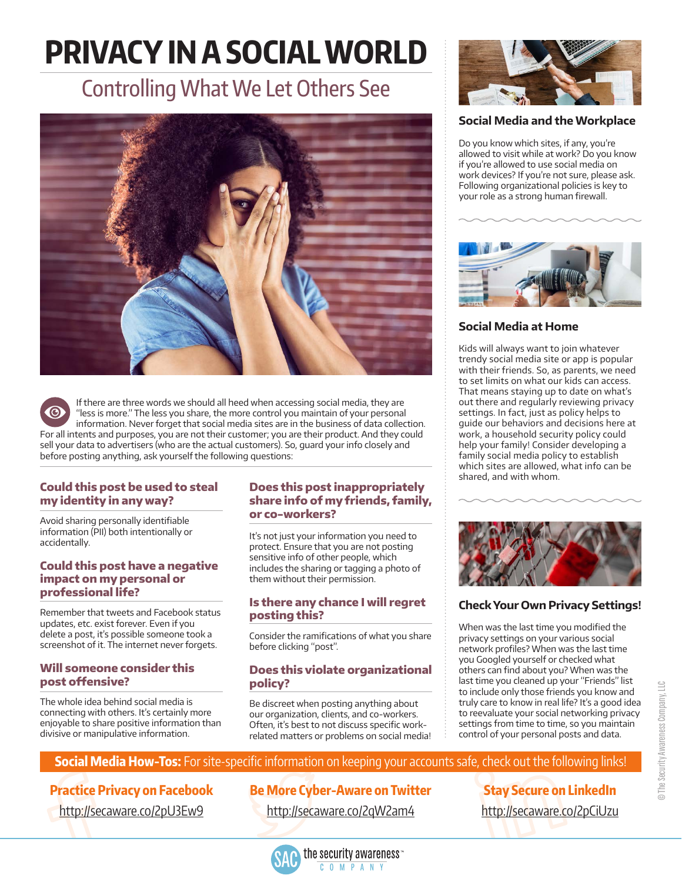# PRIVACY IN A SOCIAL WORLD

## Controlling What We Let Others See

If there are three words we should all heed when accessing social media, they are "less is more." The less you share, the more control you maintain of your personal information. Never forget that social media sites are in the business of data collection. For all intents and purposes, you are not their customer; you are their product. And they could sell your data to advertisers (who are the actual customers). So, guard your info closely and before posting anything, ask yourself the following questions:

### Could this post be used to steal my identity in any way?

Avoid sharing personally identifiable information (PII) both intentionally or accidentally.

### Could this post have a negative impact on my personal or professional life?

Remember that tweets and Facebook status updates, etc. exist forever. Even if you delete a post, it's possible someone took a screenshot of it. The internet never forgets.

### Will someone consider this post offensive?

The whole idea behind social media is connecting with others. It's certainly more enjoyable to share positive information than divisive or manipulative information.

### Does this post inappropriately share info of my friends, family, or co-workers?

It's not just your information you need to protect. Ensure that you are not posting sensitive info of other people, which includes the sharing or tagging a photo of them without their permission.

### Is there any chance I will regret posting this?

Consider the ramifications of what you share before clicking "post".

### Does this violate organizational policy?

Be discreet when posting anything about our organization, clients, and co-workers. Often, it's best to not discuss specific work-related matters or problems on social media!

### Social Media and the Workplace

Do you know which sites, if any, you're allowed to visit while at work? Do you know if you're allowed to use social media on work devices? If you're not sure, please ask. Following organizational policies is key to your role as a strong human firewall.

### Social Media at Home

Kids will always want to join whatever trendy social media site or app is popular with their friends. So, as parents, we need to set limits on what our kids can access. That means staying up to date on what's out there and regularly reviewing privacy settings. In fact, just as policy helps to guide our behaviors and decisions here at work, a household security policy could help your family! Consider developing a family social media policy to establish which sites are allowed, what info can be shared, and with whom.

### Check Your Own Privacy Settings!

When was the last time you modified the privacy settings on your various social network profiles? When was the last time you Googled yourself or checked what others can find about you? When was the last time you cleaned up your "Friends" list to include only those friends you know and truly care to know in real life? It's a good idea to reevaluate your social networking privacy settings from time to time, so you maintain control of your personal posts and data.

**Social Media How-Tos:** For site-specific information on keeping your accounts safe, check out the following links!

**Practice Privacy on Facebook**
http://secaware.co/2pU3Ew9

**Be More Cyber-Aware on Twitter**
http://secaware.co/2qW2am4

**Stay Secure on LinkedIn**
http://secaware.co/2pCiUzu

© The Security Awareness Company, LLC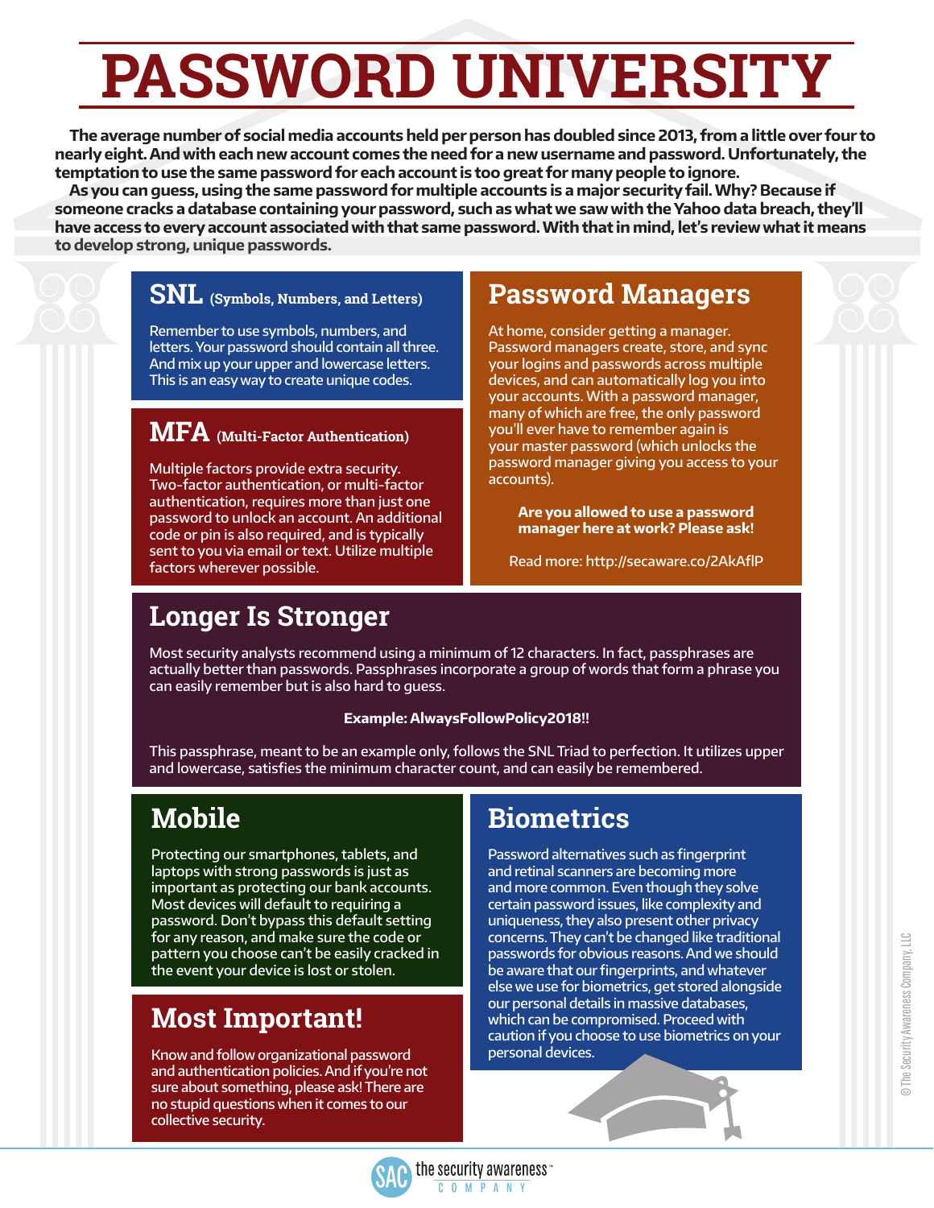# PASSWORD UNIVERSITY

The average number of social media accounts held per person has doubled since 2013, from a little over four to nearly eight. And with each new account comes the need for a new username and password. Unfortunately, the temptation to use the same password for each account is too great for many people to ignore.

As you can guess, using the same password for multiple accounts is a major security fail. Why? Because if someone cracks a database containing your password, such as what we saw with the Yahoo data breach, they'll have access to every account associated with that same password. With that in mind, let's review what it means to develop strong, unique passwords.

## SNL (Symbols, Numbers, and Letters)

Remember to use symbols, numbers, and letters. Your password should contain all three. And mix up your upper and lowercase letters. This is an easy way to create unique codes.

## MFA (Multi-Factor Authentication)

Multiple factors provide extra security. Two-factor authentication, or multi-factor authentication, requires more than just one password to unlock an account. An additional code or pin is also required, and is typically sent to you via email or text. Utilize multiple factors wherever possible.

## Password Managers

At home, consider getting a manager. Password managers create, store, and sync your logins and passwords across multiple devices, and can automatically log you into your accounts. With a password manager, many of which are free, the only password you'll ever have to remember again is your master password (which unlocks the password manager giving you access to your accounts).

**Are you allowed to use a password manager here at work? Please ask!**

Read more: http://secaware.co/2AkAfIP

## Longer Is Stronger

Most security analysts recommend using a minimum of 12 characters. In fact, passphrases are actually better than passwords. Passphrases incorporate a group of words that form a phrase you can easily remember but is also hard to guess.

**Example: AlwaysFollowPolicy2018!!**

This passphrase, meant to be an example only, follows the SNL Triad to perfection. It utilizes upper and lowercase, satisfies the minimum character count, and can easily be remembered.

## Mobile

Protecting our smartphones, tablets, and laptops with strong passwords is just as important as protecting our bank accounts. Most devices will default to requiring a password. Don't bypass this default setting for any reason, and make sure the code or pattern you choose can't be easily cracked in the event your device is lost or stolen.

## Most Important!

Know and follow organizational password and authentication policies. And if you're not sure about something, please ask! There are no stupid questions when it comes to our collective security.

## Biometrics

Password alternatives such as fingerprint and retinal scanners are becoming more and more common. Even though they solve certain password issues, like complexity and uniqueness, they also present other privacy concerns. They can't be changed like traditional passwords for obvious reasons. And we should be aware that our fingerprints, and whatever else we use for biometrics, get stored alongside our personal details in massive databases, which can be compromised. Proceed with caution if you choose to use biometrics on your personal devices.

© The Security Awareness Company, LLC

the security awareness COMPANY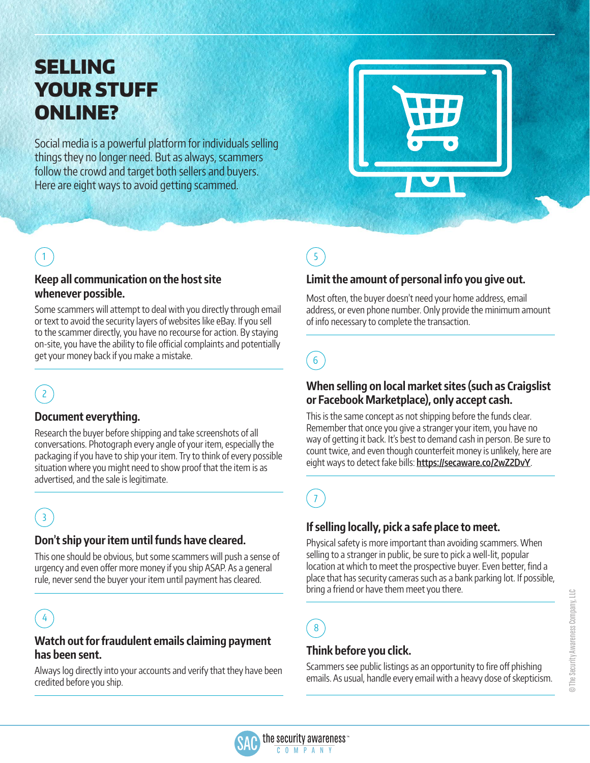# SELLING YOUR STUFF ONLINE?

Social media is a powerful platform for individuals selling things they no longer need. But as always, scammers follow the crowd and target both sellers and buyers. Here are eight ways to avoid getting scammed.

1

## Keep all communication on the host site whenever possible.

Some scammers will attempt to deal with you directly through email or text to avoid the security layers of websites like eBay. If you sell to the scammer directly, you have no recourse for action. By staying on-site, you have the ability to file official complaints and potentially get your money back if you make a mistake.

2

## Document everything.

Research the buyer before shipping and take screenshots of all conversations. Photograph every angle of your item, especially the packaging if you have to ship your item. Try to think of every possible situation where you might need to show proof that the item is as advertised, and the sale is legitimate.

3

## Don't ship your item until funds have cleared.

This one should be obvious, but some scammers will push a sense of urgency and even offer more money if you ship ASAP. As a general rule, never send the buyer your item until payment has cleared.

4

## Watch out for fraudulent emails claiming payment has been sent.

Always log directly into your accounts and verify that they have been credited before you ship.

5

## Limit the amount of personal info you give out.

Most often, the buyer doesn't need your home address, email address, or even phone number. Only provide the minimum amount of info necessary to complete the transaction.

6

## When selling on local market sites (such as Craigslist or Facebook Marketplace), only accept cash.

This is the same concept as not shipping before the funds clear. Remember that once you give a stranger your item, you have no way of getting it back. It's best to demand cash in person. Be sure to count twice, and even though counterfeit money is unlikely, here are eight ways to detect fake bills: **https://secaware.co/2wZ2DvY**.

7

## If selling locally, pick a safe place to meet.

Physical safety is more important than avoiding scammers. When selling to a stranger in public, be sure to pick a well-lit, popular location at which to meet the prospective buyer. Even better, find a place that has security cameras such as a bank parking lot. If possible, bring a friend or have them meet you there.

8

## Think before you click.

Scammers see public listings as an opportunity to fire off phishing emails. As usual, handle every email with a heavy dose of skepticism.

© The Security Awareness Company, LLC

SAC the security awareness™ COMPANY